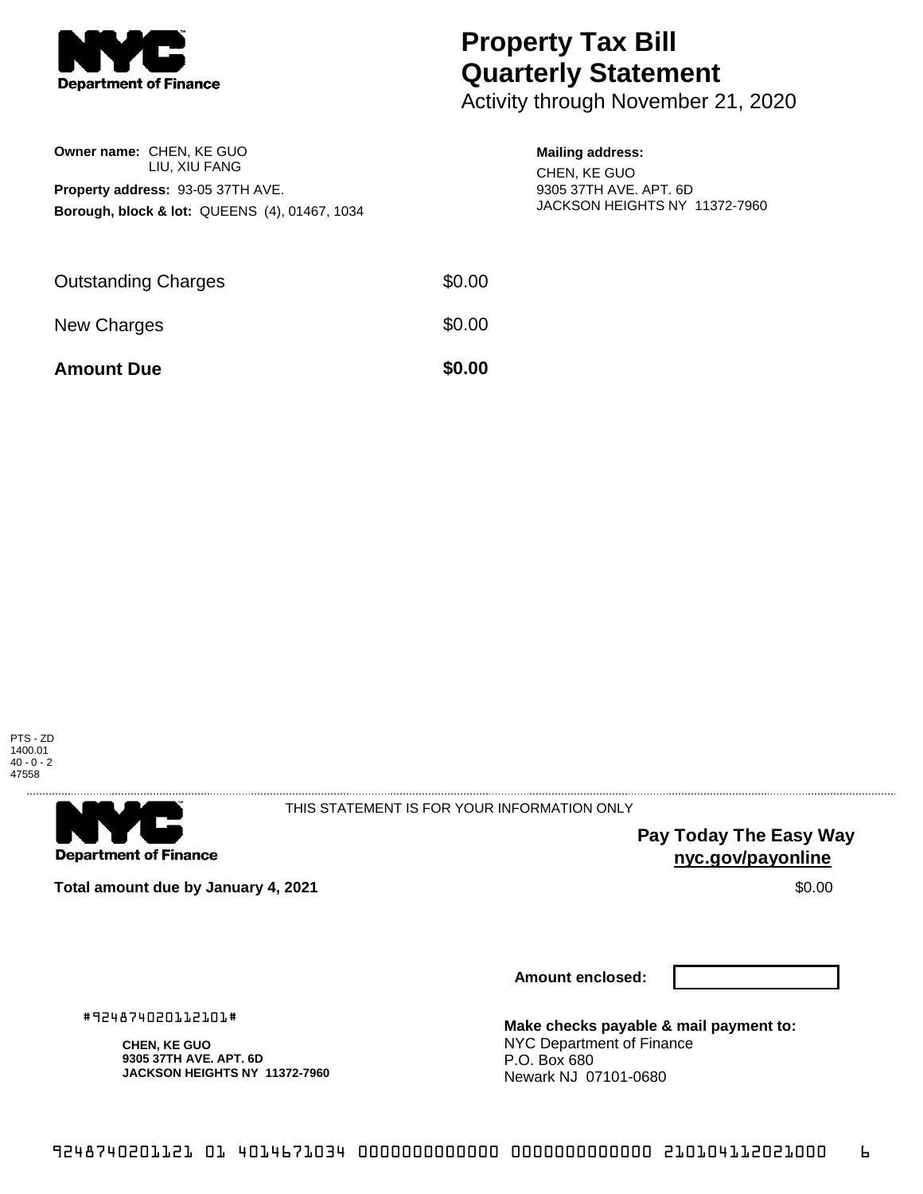Department of Finance

# Property Tax Bill Quarterly Statement

Activity through November 21, 2020

**Owner name:** CHEN, KE GUO
LIU, XIU FANG

**Property address:** 93-05 37TH AVE.

**Borough, block & lot:** QUEENS (4), 01467, 1034

**Mailing address:**
CHEN, KE GUO
9305 37TH AVE. APT. 6D
JACKSON HEIGHTS NY 11372-7960

| | |
|---|---|
| Outstanding Charges | $0.00 |
| New Charges | $0.00 |
| **Amount Due** | **$0.00** |

PTS - ZD
1400.01
40 - 0 - 2
47558

Department of Finance

THIS STATEMENT IS FOR YOUR INFORMATION ONLY

**Pay Today The Easy Way**
**nyc.gov/payonline**

**Total amount due by January 4, 2021** $0.00

**Amount enclosed:**

#924874020112101#

**CHEN, KE GUO**
**9305 37TH AVE. APT. 6D**
**JACKSON HEIGHTS NY 11372-7960**

**Make checks payable & mail payment to:**
NYC Department of Finance
P.O. Box 680
Newark NJ 07101-0680

9248740201121 01 4014671034 0000000000000 0000000000000 210104112021000 6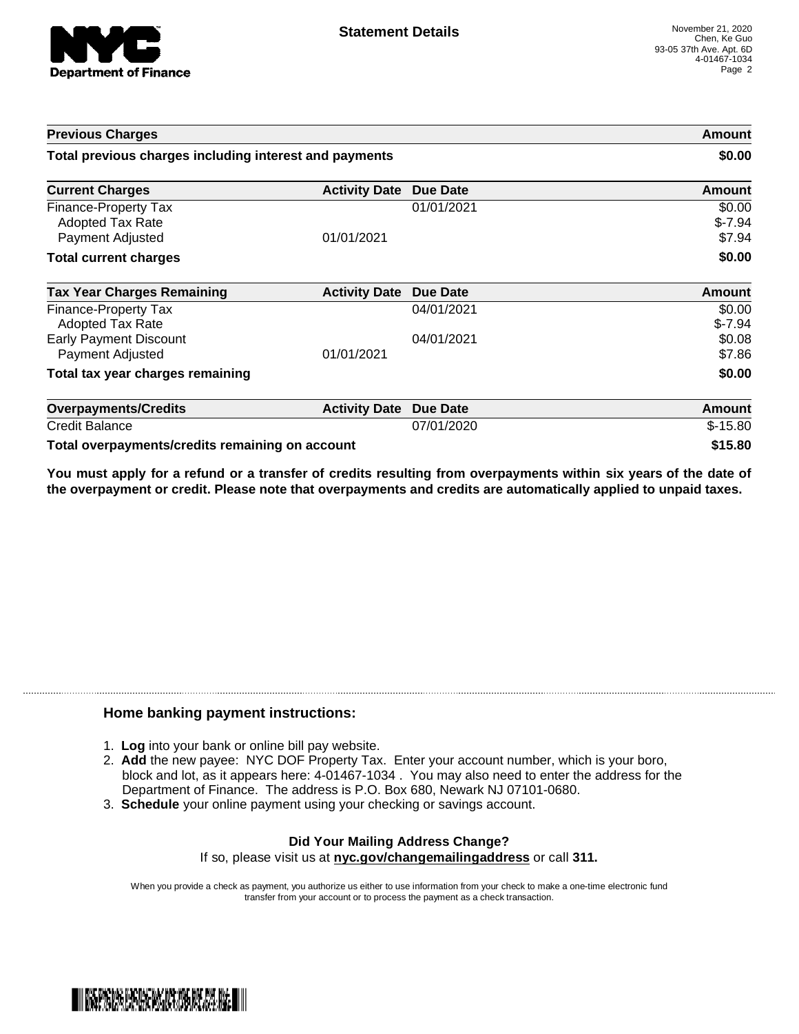# Statement Details

November 21, 2020
Chen, Ke Guo
93-05 37th Ave. Apt. 6D
4-01467-1034

| Previous Charges | | | Amount |
|---|---|---|---|
| **Total previous charges including interest and payments** | | | **$0.00** |

| Current Charges | Activity Date | Due Date | Amount |
|---|---|---|---|
| Finance-Property Tax | | 01/01/2021 | $0.00 |
| Adopted Tax Rate | | | $-7.94 |
| Payment Adjusted | 01/01/2021 | | $7.94 |
| **Total current charges** | | | **$0.00** |

| Tax Year Charges Remaining | Activity Date | Due Date | Amount |
|---|---|---|---|
| Finance-Property Tax | | 04/01/2021 | $0.00 |
| Adopted Tax Rate | | | $-7.94 |
| Early Payment Discount | | 04/01/2021 | $0.08 |
| Payment Adjusted | 01/01/2021 | | $7.86 |
| **Total tax year charges remaining** | | | **$0.00** |

| Overpayments/Credits | Activity Date | Due Date | Amount |
|---|---|---|---|
| Credit Balance | | 07/01/2020 | $-15.80 |
| **Total overpayments/credits remaining on account** | | | **$15.80** |

**You must apply for a refund or a transfer of credits resulting from overpayments within six years of the date of the overpayment or credit. Please note that overpayments and credits are automatically applied to unpaid taxes.**

## Home banking payment instructions:

1. **Log** into your bank or online bill pay website.
2. **Add** the new payee: NYC DOF Property Tax. Enter your account number, which is your boro, block and lot, as it appears here: 4-01467-1034 . You may also need to enter the address for the Department of Finance. The address is P.O. Box 680, Newark NJ 07101-0680.
3. **Schedule** your online payment using your checking or savings account.

**Did Your Mailing Address Change?**
If so, please visit us at **nyc.gov/changemailingaddress** or call **311.**

When you provide a check as payment, you authorize us either to use information from your check to make a one-time electronic fund transfer from your account or to process the payment as a check transaction.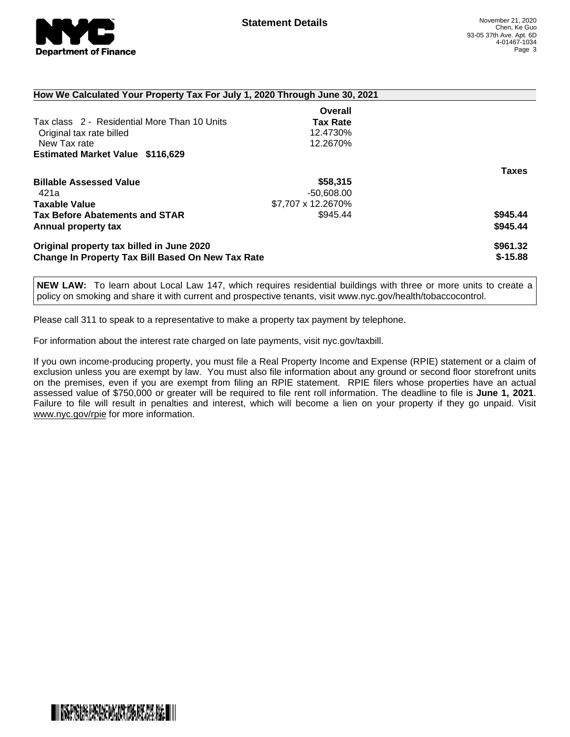## Statement Details

November 21, 2020
Chen, Ke Guo
93-05 37th Ave. Apt. 6D
4-01467-1034

### How We Calculated Your Property Tax For July 1, 2020 Through June 30, 2021

| | Overall Tax Rate | |
|---|---|---|
| Tax class 2 - Residential More Than 10 Units | | |
| Original tax rate billed | 12.4730% | |
| New Tax rate | 12.2670% | |
| **Estimated Market Value $116,629** | | |
| | | **Taxes** |
| **Billable Assessed Value** | **$58,315** | |
| 421a | -50,608.00 | |
| **Taxable Value** | $7,707 x 12.2670% | |
| **Tax Before Abatements and STAR** | $945.44 | **$945.44** |
| **Annual property tax** | | **$945.44** |
| **Original property tax billed in June 2020** | | **$961.32** |
| **Change In Property Tax Bill Based On New Tax Rate** | | **$-15.88** |

**NEW LAW:** To learn about Local Law 147, which requires residential buildings with three or more units to create a policy on smoking and share it with current and prospective tenants, visit www.nyc.gov/health/tobaccocontrol.

Please call 311 to speak to a representative to make a property tax payment by telephone.

For information about the interest rate charged on late payments, visit nyc.gov/taxbill.

If you own income-producing property, you must file a Real Property Income and Expense (RPIE) statement or a claim of exclusion unless you are exempt by law. You must also file information about any ground or second floor storefront units on the premises, even if you are exempt from filing an RPIE statement. RPIE filers whose properties have an actual assessed value of $750,000 or greater will be required to file rent roll information. The deadline to file is **June 1, 2021**. Failure to file will result in penalties and interest, which will become a lien on your property if they go unpaid. Visit www.nyc.gov/rpie for more information.